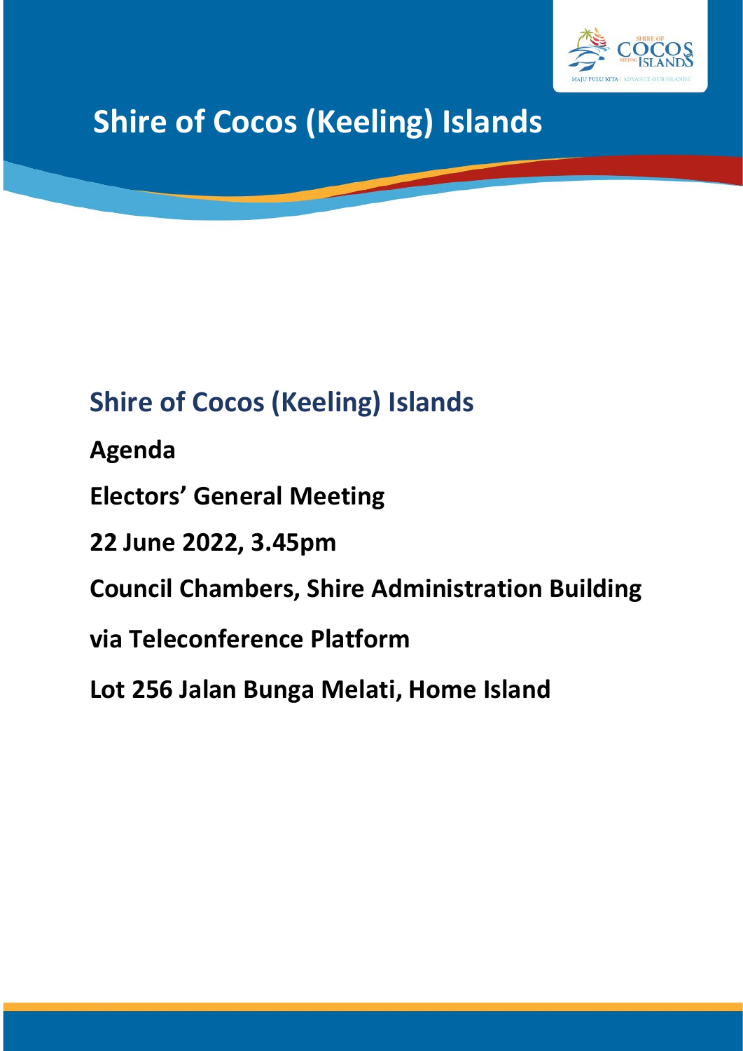# Shire of Cocos (Keeling) Islands

## Shire of Cocos (Keeling) Islands

**Agenda**

**Electors' General Meeting**

**22 June 2022, 3.45pm**

**Council Chambers, Shire Administration Building**

**via Teleconference Platform**

**Lot 256 Jalan Bunga Melati, Home Island**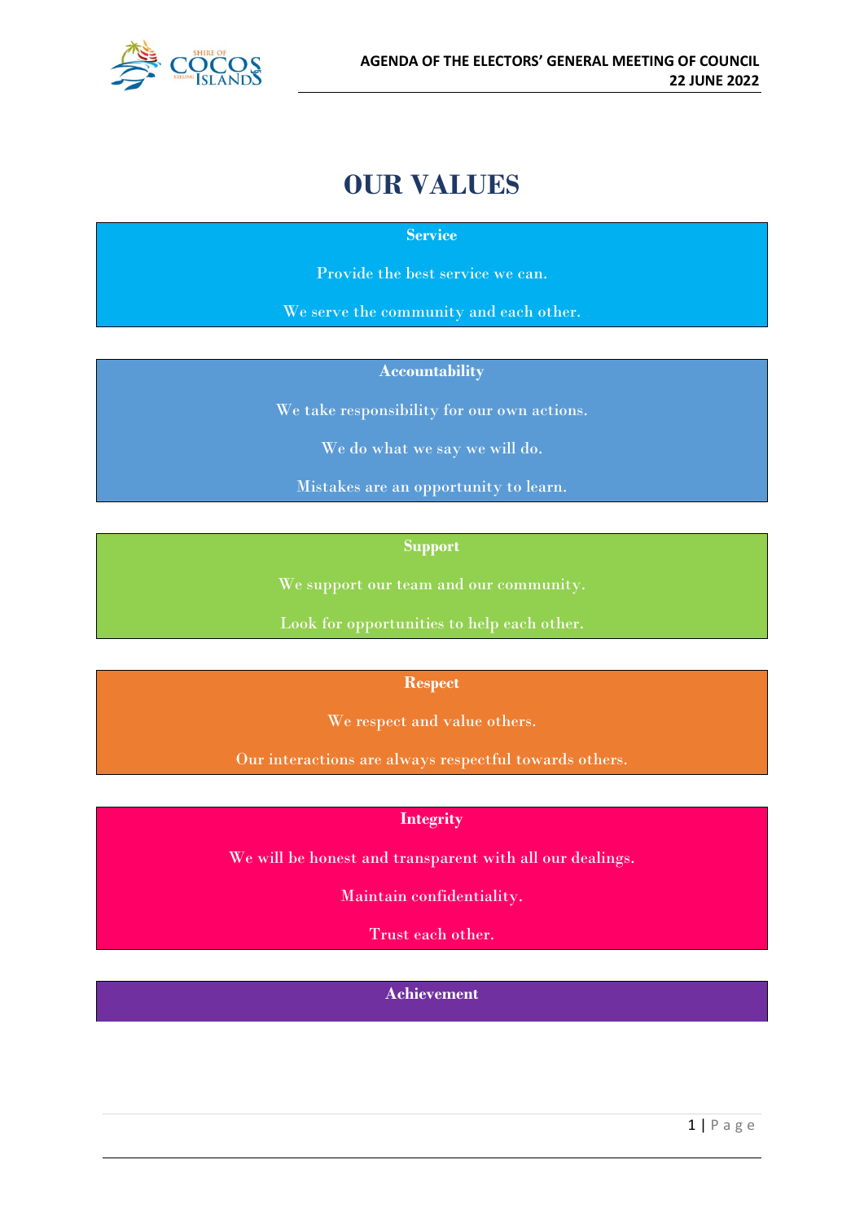# OUR VALUES

**Service**

Provide the best service we can.

We serve the community and each other.

**Accountability**

We take responsibility for our own actions.

We do what we say we will do.

Mistakes are an opportunity to learn.

**Support**

We support our team and our community.

Look for opportunities to help each other.

**Respect**

We respect and value others.

Our interactions are always respectful towards others.

**Integrity**

We will be honest and transparent with all our dealings.

Maintain confidentiality.

Trust each other.

**Achievement**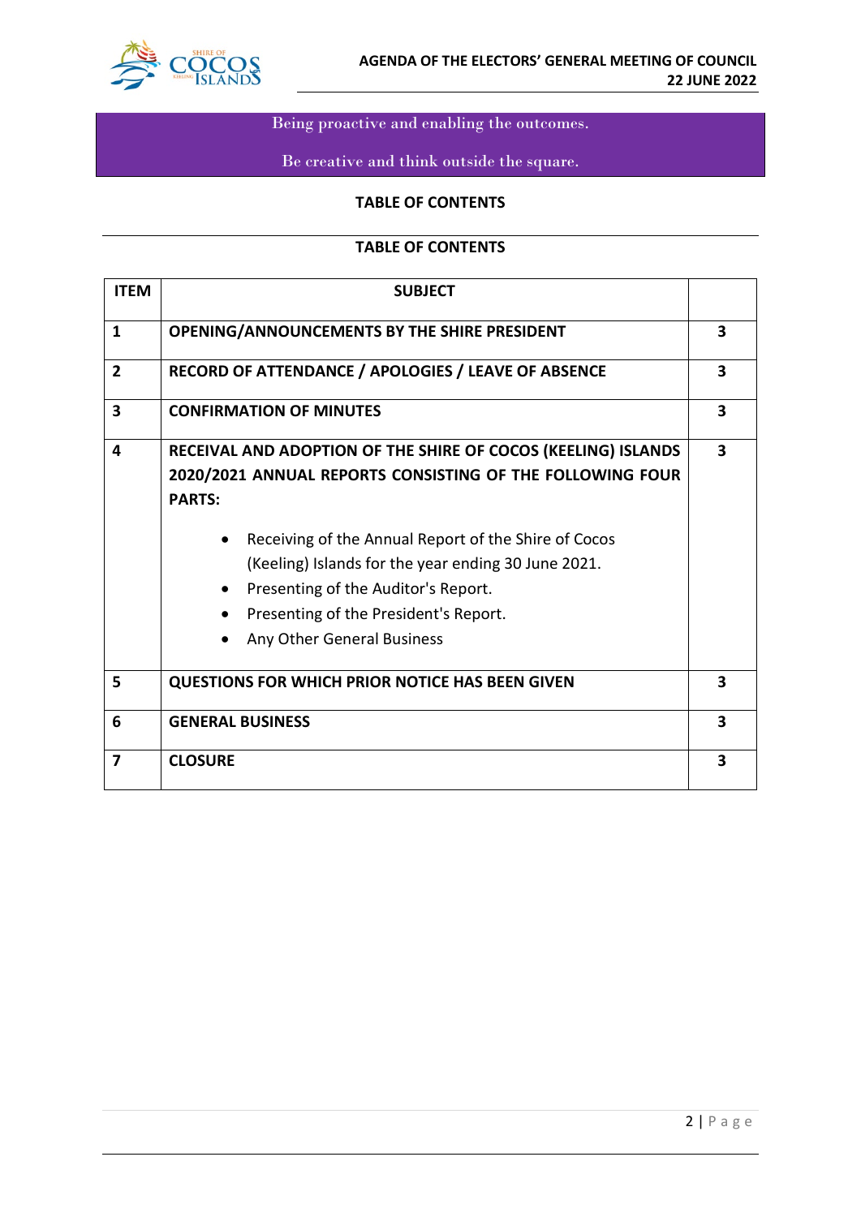Being proactive and enabling the outcomes.

Be creative and think outside the square.

**TABLE OF CONTENTS**

**TABLE OF CONTENTS**

| ITEM | SUBJECT | |
|---|---|---|
| **1** | **OPENING/ANNOUNCEMENTS BY THE SHIRE PRESIDENT** | **3** |
| **2** | **RECORD OF ATTENDANCE / APOLOGIES / LEAVE OF ABSENCE** | **3** |
| **3** | **CONFIRMATION OF MINUTES** | **3** |
| **4** | **RECEIVAL AND ADOPTION OF THE SHIRE OF COCOS (KEELING) ISLANDS 2020/2021 ANNUAL REPORTS CONSISTING OF THE FOLLOWING FOUR PARTS:**<br><br>• Receiving of the Annual Report of the Shire of Cocos (Keeling) Islands for the year ending 30 June 2021.<br>• Presenting of the Auditor's Report.<br>• Presenting of the President's Report.<br>• Any Other General Business | **3** |
| **5** | **QUESTIONS FOR WHICH PRIOR NOTICE HAS BEEN GIVEN** | **3** |
| **6** | **GENERAL BUSINESS** | **3** |
| **7** | **CLOSURE** | **3** |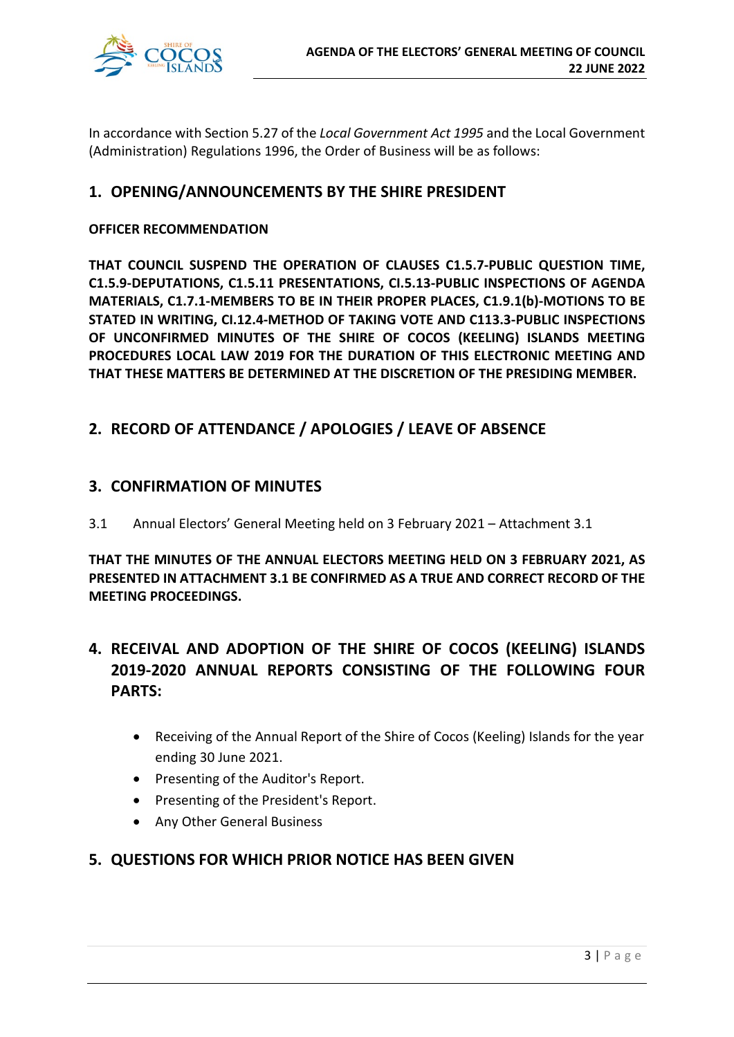In accordance with Section 5.27 of the *Local Government Act 1995* and the Local Government (Administration) Regulations 1996, the Order of Business will be as follows:

## 1. OPENING/ANNOUNCEMENTS BY THE SHIRE PRESIDENT

**OFFICER RECOMMENDATION**

**THAT COUNCIL SUSPEND THE OPERATION OF CLAUSES C1.5.7-PUBLIC QUESTION TIME, C1.5.9-DEPUTATIONS, C1.5.11 PRESENTATIONS, CI.5.13-PUBLIC INSPECTIONS OF AGENDA MATERIALS, C1.7.1-MEMBERS TO BE IN THEIR PROPER PLACES, C1.9.1(b)-MOTIONS TO BE STATED IN WRITING, CI.12.4-METHOD OF TAKING VOTE AND C113.3-PUBLIC INSPECTIONS OF UNCONFIRMED MINUTES OF THE SHIRE OF COCOS (KEELING) ISLANDS MEETING PROCEDURES LOCAL LAW 2019 FOR THE DURATION OF THIS ELECTRONIC MEETING AND THAT THESE MATTERS BE DETERMINED AT THE DISCRETION OF THE PRESIDING MEMBER.**

## 2. RECORD OF ATTENDANCE / APOLOGIES / LEAVE OF ABSENCE

## 3. CONFIRMATION OF MINUTES

3.1 Annual Electors' General Meeting held on 3 February 2021 – Attachment 3.1

**THAT THE MINUTES OF THE ANNUAL ELECTORS MEETING HELD ON 3 FEBRUARY 2021, AS PRESENTED IN ATTACHMENT 3.1 BE CONFIRMED AS A TRUE AND CORRECT RECORD OF THE MEETING PROCEEDINGS.**

## 4. RECEIVAL AND ADOPTION OF THE SHIRE OF COCOS (KEELING) ISLANDS 2019-2020 ANNUAL REPORTS CONSISTING OF THE FOLLOWING FOUR PARTS:

- Receiving of the Annual Report of the Shire of Cocos (Keeling) Islands for the year ending 30 June 2021.
- Presenting of the Auditor's Report.
- Presenting of the President's Report.
- Any Other General Business

## 5. QUESTIONS FOR WHICH PRIOR NOTICE HAS BEEN GIVEN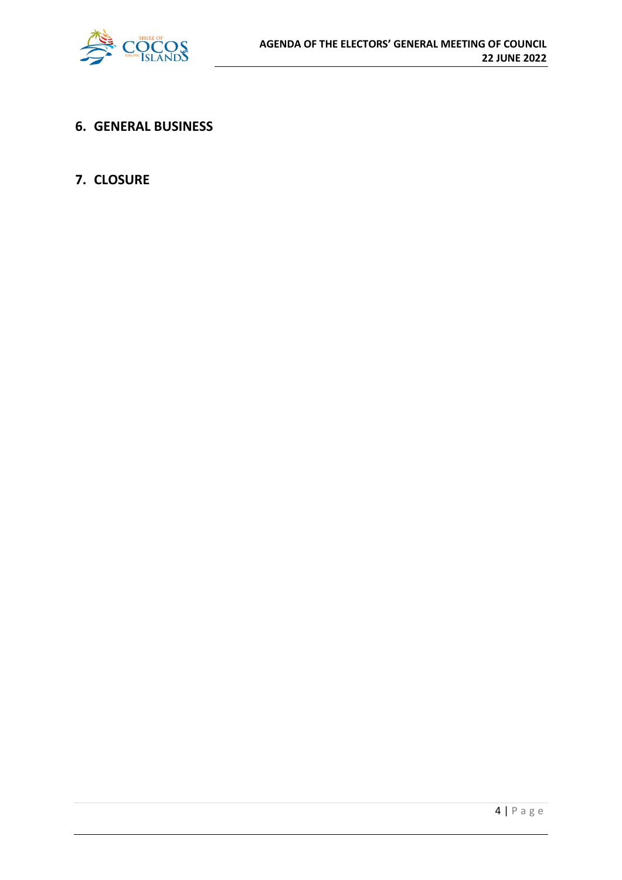## 6. GENERAL BUSINESS

## 7. CLOSURE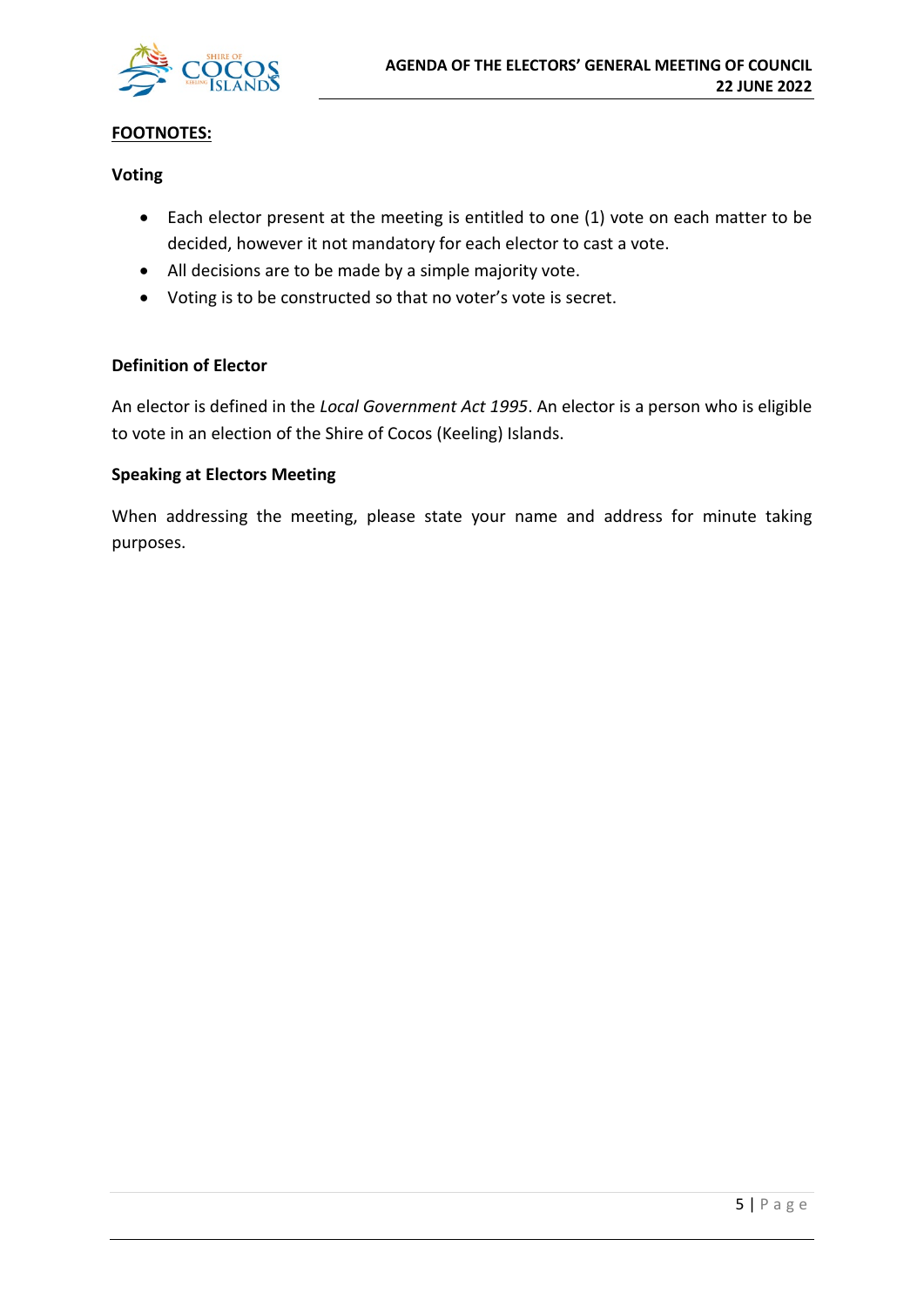## FOOTNOTES:

### Voting

- Each elector present at the meeting is entitled to one (1) vote on each matter to be decided, however it not mandatory for each elector to cast a vote.
- All decisions are to be made by a simple majority vote.
- Voting is to be constructed so that no voter's vote is secret.

### Definition of Elector

An elector is defined in the *Local Government Act 1995*. An elector is a person who is eligible to vote in an election of the Shire of Cocos (Keeling) Islands.

### Speaking at Electors Meeting

When addressing the meeting, please state your name and address for minute taking purposes.